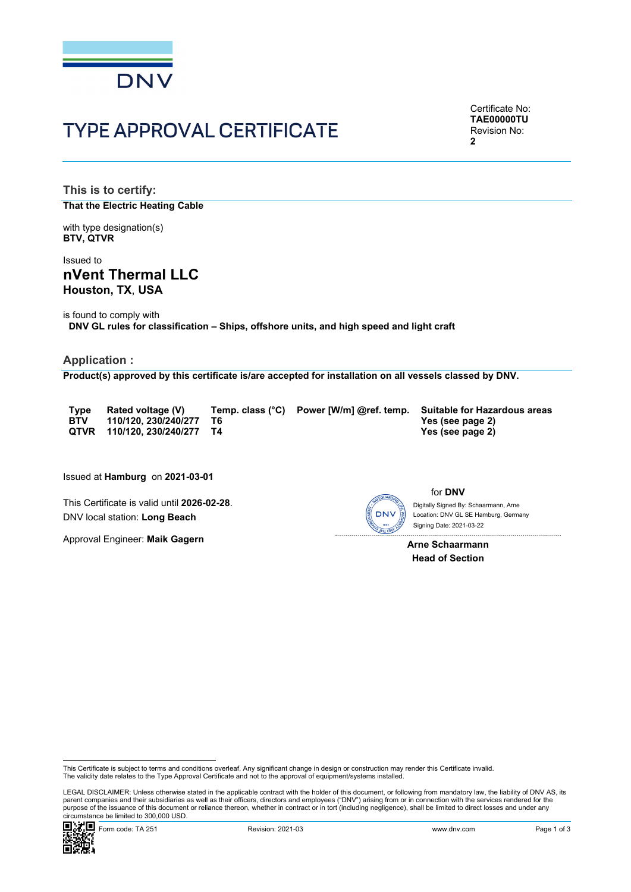# TYPE APPROVAL CERTIFICATE

Certificate No:
**TAE00000TU**
Revision No:
**2**

## This is to certify:

**That the Electric Heating Cable**

with type designation(s)
**BTV, QTVR**

Issued to
**nVent Thermal LLC**
**Houston, TX, USA**

is found to comply with
**DNV GL rules for classification – Ships, offshore units, and high speed and light craft**

## Application :

**Product(s) approved by this certificate is/are accepted for installation on all vessels classed by DNV.**

| Type | Rated voltage (V) | Temp. class (°C) | Power [W/m] @ref. temp. | Suitable for Hazardous areas |
|---|---|---|---|---|
| BTV | 110/120, 230/240/277 | T6 | | Yes (see page 2) |
| QTVR | 110/120, 230/240/277 | T4 | | Yes (see page 2) |

Issued at **Hamburg** on **2021-03-01**

This Certificate is valid until **2026-02-28**.
DNV local station: **Long Beach**

Approval Engineer: **Maik Gagern**

for **DNV**

Digitally Signed By: Schaarmann, Arne
Location: DNV GL SE Hamburg, Germany
Signing Date: 2021-03-22

**Arne Schaarmann**
**Head of Section**

This Certificate is subject to terms and conditions overleaf. Any significant change in design or construction may render this Certificate invalid.
The validity date relates to the Type Approval Certificate and not to the approval of equipment/systems installed.

LEGAL DISCLAIMER: Unless otherwise stated in the applicable contract with the holder of this document, or following from mandatory law, the liability of DNV AS, its parent companies and their subsidiaries as well as their officers, directors and employees ("DNV") arising from or in connection with the services rendered for the purpose of the issuance of this document or reliance thereon, whether in contract or in tort (including negligence), shall be limited to direct losses and under any circumstance be limited to 300,000 USD.

Form code: TA 251 Revision: 2021-03 www.dnv.com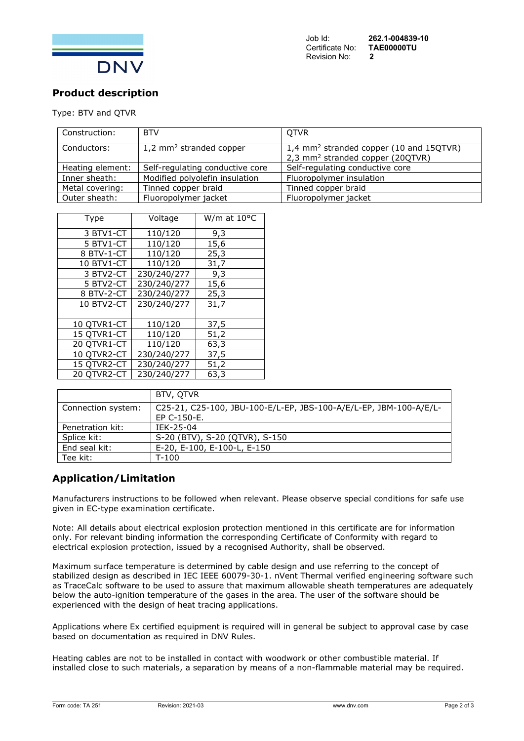## Product description

Type: BTV and QTVR

| Construction: | BTV | QTVR |
|---|---|---|
| Conductors: | 1,2 mm² stranded copper | 1,4 mm² stranded copper (10 and 15QTVR)<br>2,3 mm² stranded copper (20QTVR) |
| Heating element: | Self-regulating conductive core | Self-regulating conductive core |
| Inner sheath: | Modified polyolefin insulation | Fluoropolymer insulation |
| Metal covering: | Tinned copper braid | Tinned copper braid |
| Outer sheath: | Fluoropolymer jacket | Fluoropolymer jacket |

| Type | Voltage | W/m at 10°C |
|---|---|---|
| 3 BTV1-CT | 110/120 | 9,3 |
| 5 BTV1-CT | 110/120 | 15,6 |
| 8 BTV-1-CT | 110/120 | 25,3 |
| 10 BTV1-CT | 110/120 | 31,7 |
| 3 BTV2-CT | 230/240/277 | 9,3 |
| 5 BTV2-CT | 230/240/277 | 15,6 |
| 8 BTV-2-CT | 230/240/277 | 25,3 |
| 10 BTV2-CT | 230/240/277 | 31,7 |
| | | |
| 10 QTVR1-CT | 110/120 | 37,5 |
| 15 QTVR1-CT | 110/120 | 51,2 |
| 20 QTVR1-CT | 110/120 | 63,3 |
| 10 QTVR2-CT | 230/240/277 | 37,5 |
| 15 QTVR2-CT | 230/240/277 | 51,2 |
| 20 QTVR2-CT | 230/240/277 | 63,3 |

| | BTV, QTVR |
|---|---|
| Connection system: | C25-21, C25-100, JBU-100-E/L-EP, JBS-100-A/E/L-EP, JBM-100-A/E/L-EP C-150-E. |
| Penetration kit: | IEK-25-04 |
| Splice kit: | S-20 (BTV), S-20 (QTVR), S-150 |
| End seal kit: | E-20, E-100, E-100-L, E-150 |
| Tee kit: | T-100 |

## Application/Limitation

Manufacturers instructions to be followed when relevant. Please observe special conditions for safe use given in EC-type examination certificate.

Note: All details about electrical explosion protection mentioned in this certificate are for information only. For relevant binding information the corresponding Certificate of Conformity with regard to electrical explosion protection, issued by a recognised Authority, shall be observed.

Maximum surface temperature is determined by cable design and use referring to the concept of stabilized design as described in IEC IEEE 60079-30-1. nVent Thermal verified engineering software such as TraceCalc software to be used to assure that maximum allowable sheath temperatures are adequately below the auto-ignition temperature of the gases in the area. The user of the software should be experienced with the design of heat tracing applications.

Applications where Ex certified equipment is required will in general be subject to approval case by case based on documentation as required in DNV Rules.

Heating cables are not to be installed in contact with woodwork or other combustible material. If installed close to such materials, a separation by means of a non-flammable material may be required.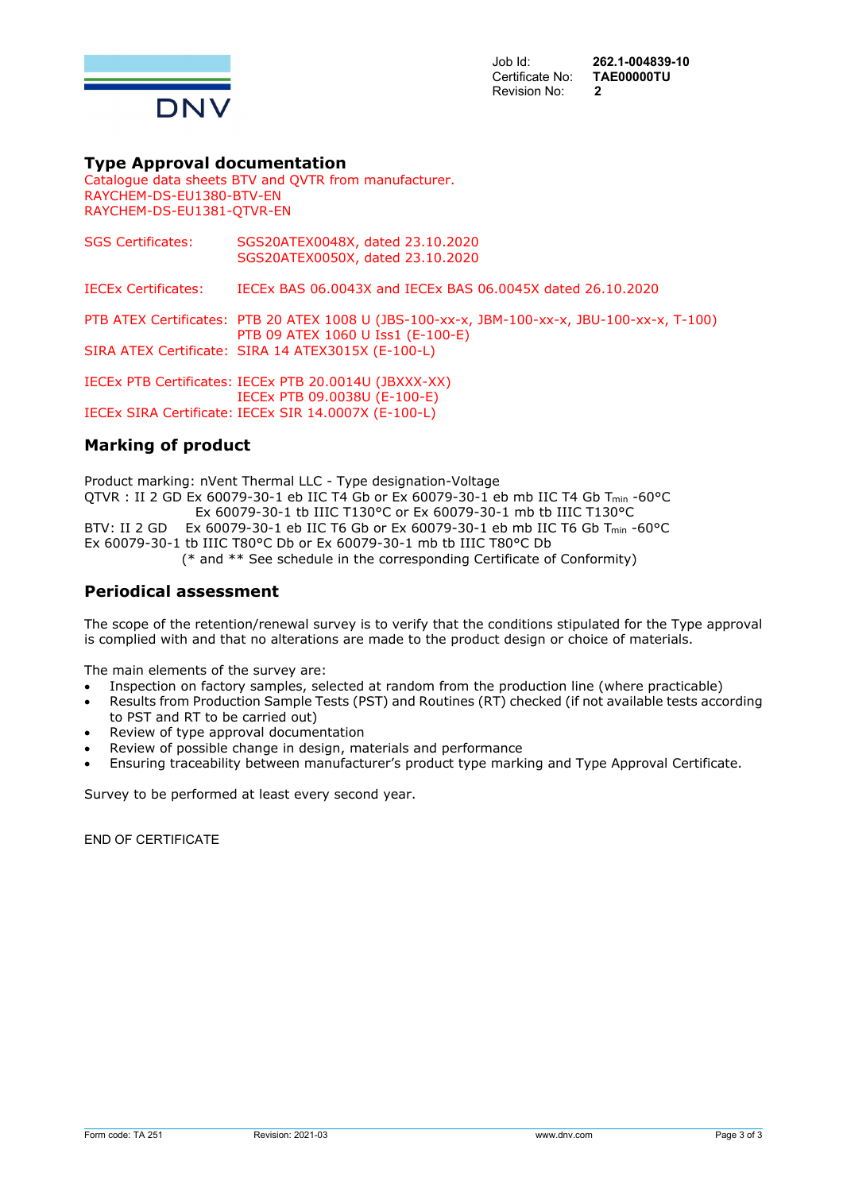Job Id: **262.1-004839-10**
Certificate No: **TAE00000TU**
Revision No: **2**

## Type Approval documentation

Catalogue data sheets BTV and QVTR from manufacturer.
RAYCHEM-DS-EU1380-BTV-EN
RAYCHEM-DS-EU1381-QTVR-EN

SGS Certificates: SGS20ATEX0048X, dated 23.10.2020
SGS20ATEX0050X, dated 23.10.2020

IECEx Certificates: IECEx BAS 06.0043X and IECEx BAS 06.0045X dated 26.10.2020

PTB ATEX Certificates: PTB 20 ATEX 1008 U (JBS-100-xx-x, JBM-100-xx-x, JBU-100-xx-x, T-100)
PTB 09 ATEX 1060 U Iss1 (E-100-E)
SIRA ATEX Certificate: SIRA 14 ATEX3015X (E-100-L)

IECEx PTB Certificates: IECEx PTB 20.0014U (JBXXX-XX)
IECEx PTB 09.0038U (E-100-E)
IECEx SIRA Certificate: IECEx SIR 14.0007X (E-100-L)

## Marking of product

Product marking: nVent Thermal LLC - Type designation-Voltage
QTVR : II 2 GD Ex 60079-30-1 eb IIC T4 Gb or Ex 60079-30-1 eb mb IIC T4 Gb $T_{min}$ -60°C
Ex 60079-30-1 tb IIIC T130°C or Ex 60079-30-1 mb tb IIIC T130°C
BTV: II 2 GD Ex 60079-30-1 eb IIC T6 Gb or Ex 60079-30-1 eb mb IIC T6 Gb $T_{min}$ -60°C
Ex 60079-30-1 tb IIIC T80°C Db or Ex 60079-30-1 mb tb IIIC T80°C Db
(* and ** See schedule in the corresponding Certificate of Conformity)

## Periodical assessment

The scope of the retention/renewal survey is to verify that the conditions stipulated for the Type approval is complied with and that no alterations are made to the product design or choice of materials.

The main elements of the survey are:

- Inspection on factory samples, selected at random from the production line (where practicable)
- Results from Production Sample Tests (PST) and Routines (RT) checked (if not available tests according to PST and RT to be carried out)
- Review of type approval documentation
- Review of possible change in design, materials and performance
- Ensuring traceability between manufacturer's product type marking and Type Approval Certificate.

Survey to be performed at least every second year.

END OF CERTIFICATE